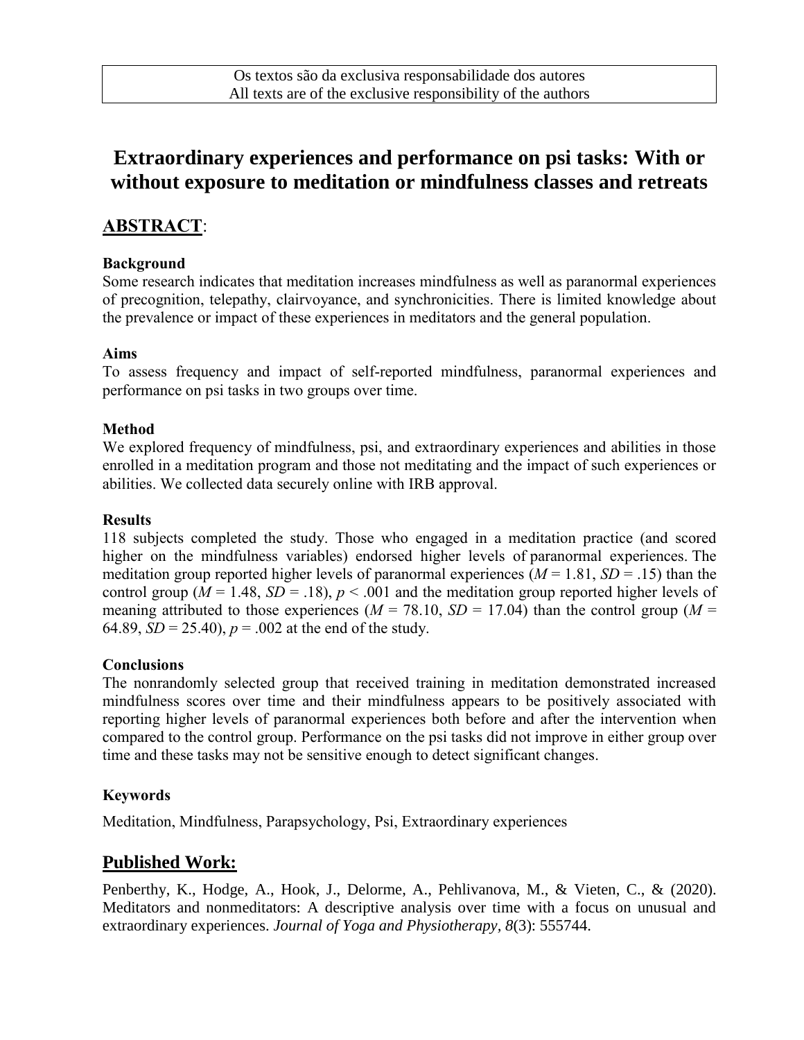Os textos são da exclusiva responsabilidade dos autores
All texts are of the exclusive responsibility of the authors

# Extraordinary experiences and performance on psi tasks: With or without exposure to meditation or mindfulness classes and retreats

## ABSTRACT:

### Background

Some research indicates that meditation increases mindfulness as well as paranormal experiences of precognition, telepathy, clairvoyance, and synchronicities. There is limited knowledge about the prevalence or impact of these experiences in meditators and the general population.

### Aims

To assess frequency and impact of self-reported mindfulness, paranormal experiences and performance on psi tasks in two groups over time.

### Method

We explored frequency of mindfulness, psi, and extraordinary experiences and abilities in those enrolled in a meditation program and those not meditating and the impact of such experiences or abilities. We collected data securely online with IRB approval.

### Results

118 subjects completed the study. Those who engaged in a meditation practice (and scored higher on the mindfulness variables) endorsed higher levels of paranormal experiences. The meditation group reported higher levels of paranormal experiences ($M$ = 1.81, $SD$ = .15) than the control group ($M$ = 1.48, $SD$ = .18), $p$ < .001 and the meditation group reported higher levels of meaning attributed to those experiences ($M$ = 78.10, $SD$ = 17.04) than the control group ($M$ = 64.89, $SD$ = 25.40), $p$ = .002 at the end of the study.

### Conclusions

The nonrandomly selected group that received training in meditation demonstrated increased mindfulness scores over time and their mindfulness appears to be positively associated with reporting higher levels of paranormal experiences both before and after the intervention when compared to the control group. Performance on the psi tasks did not improve in either group over time and these tasks may not be sensitive enough to detect significant changes.

### Keywords

Meditation, Mindfulness, Parapsychology, Psi, Extraordinary experiences

## Published Work:

Penberthy, K., Hodge, A., Hook, J., Delorme, A., Pehlivanova, M., & Vieten, C., & (2020). Meditators and nonmeditators: A descriptive analysis over time with a focus on unusual and extraordinary experiences. *Journal of Yoga and Physiotherapy*, *8*(3): 555744.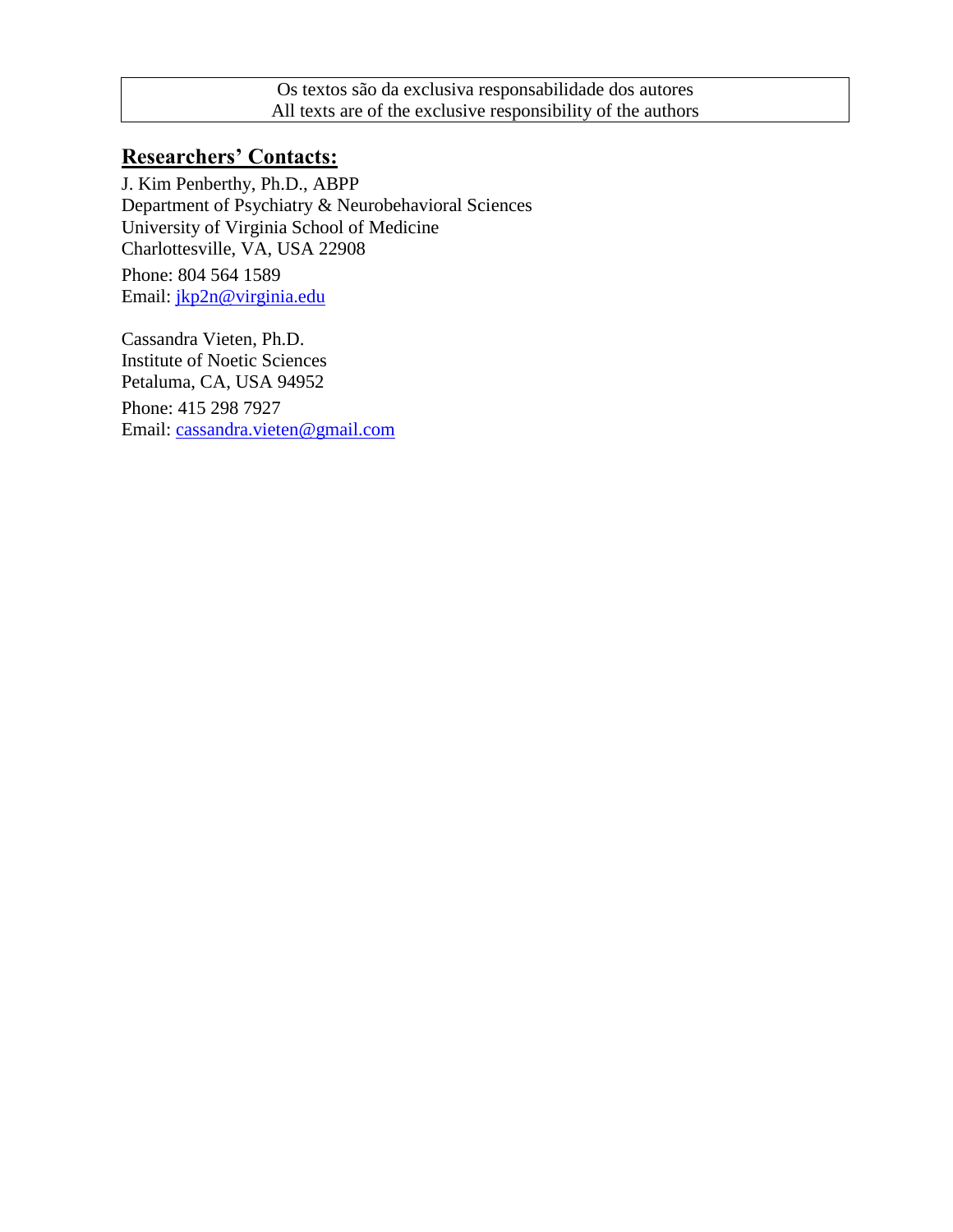Os textos são da exclusiva responsabilidade dos autores
All texts are of the exclusive responsibility of the authors

## Researchers' Contacts:

J. Kim Penberthy, Ph.D., ABPP
Department of Psychiatry & Neurobehavioral Sciences
University of Virginia School of Medicine
Charlottesville, VA, USA 22908
Phone: 804 564 1589
Email: jkp2n@virginia.edu

Cassandra Vieten, Ph.D.
Institute of Noetic Sciences
Petaluma, CA, USA 94952
Phone: 415 298 7927
Email: cassandra.vieten@gmail.com